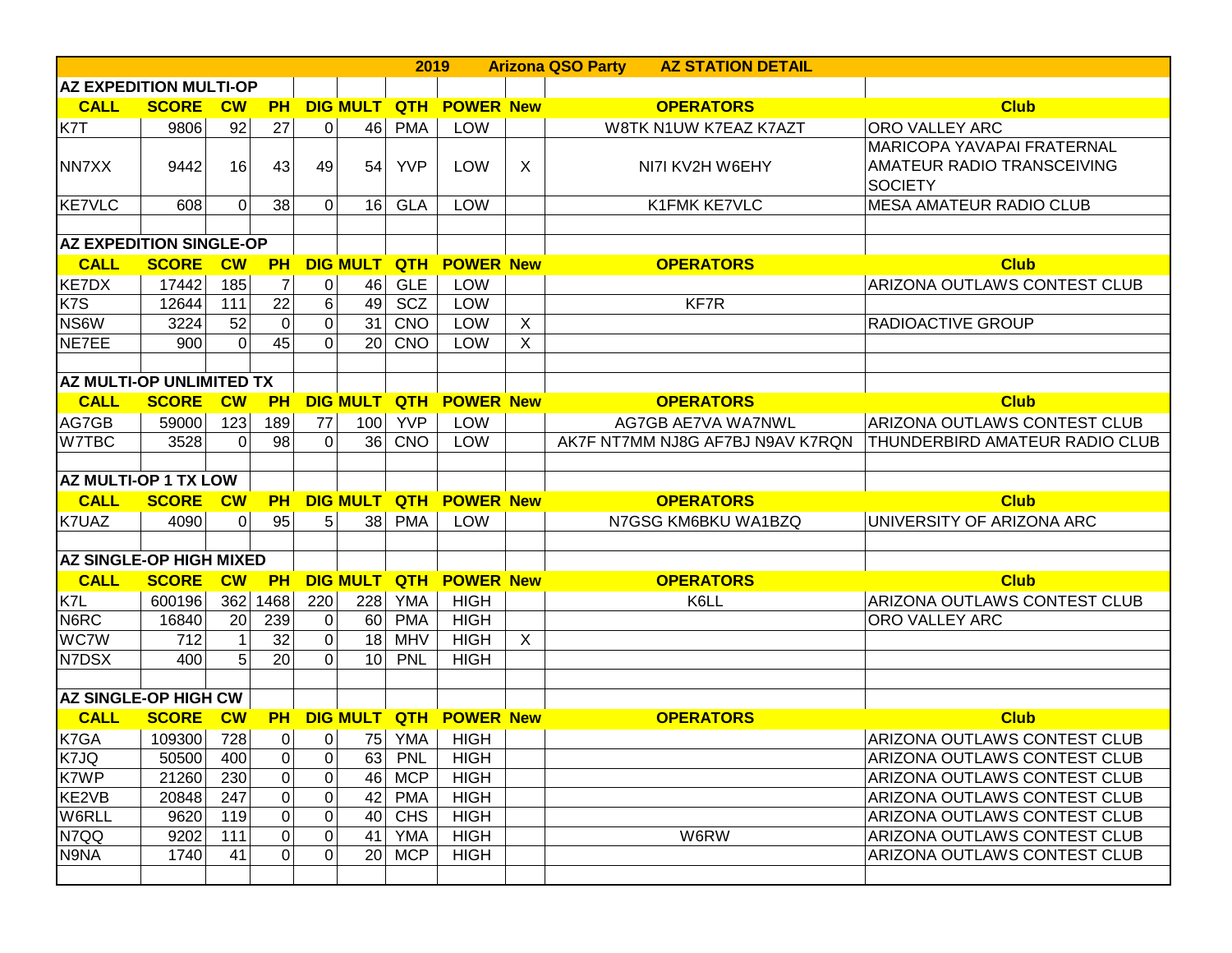# 2019 Arizona QSO Party AZ STATION DETAIL

## AZ EXPEDITION MULTI-OP

| CALL | SCORE | CW | PH | DIG | MULT | QTH | POWER | New | OPERATORS | Club |
|---|---|---|---|---|---|---|---|---|---|---|
| K7T | 9806 | 92 | 27 | 0 | 46 | PMA | LOW | | W8TK N1UW K7EAZ K7AZT | ORO VALLEY ARC |
| NN7XX | 9442 | 16 | 43 | 49 | 54 | YVP | LOW | X | NI7I KV2H W6EHY | MARICOPA YAVAPAI FRATERNAL AMATEUR RADIO TRANSCEIVING SOCIETY |
| KE7VLC | 608 | 0 | 38 | 0 | 16 | GLA | LOW | | K1FMK KE7VLC | MESA AMATEUR RADIO CLUB |

## AZ EXPEDITION SINGLE-OP

| CALL | SCORE | CW | PH | DIG | MULT | QTH | POWER | New | OPERATORS | Club |
|---|---|---|---|---|---|---|---|---|---|---|
| KE7DX | 17442 | 185 | 7 | 0 | 46 | GLE | LOW | | | ARIZONA OUTLAWS CONTEST CLUB |
| K7S | 12644 | 111 | 22 | 6 | 49 | SCZ | LOW | | KF7R | |
| NS6W | 3224 | 52 | 0 | 0 | 31 | CNO | LOW | X | | RADIOACTIVE GROUP |
| NE7EE | 900 | 0 | 45 | 0 | 20 | CNO | LOW | X | | |

## AZ MULTI-OP UNLIMITED TX

| CALL | SCORE | CW | PH | DIG | MULT | QTH | POWER | New | OPERATORS | Club |
|---|---|---|---|---|---|---|---|---|---|---|
| AG7GB | 59000 | 123 | 189 | 77 | 100 | YVP | LOW | | AG7GB AE7VA WA7NWL | ARIZONA OUTLAWS CONTEST CLUB |
| W7TBC | 3528 | 0 | 98 | 0 | 36 | CNO | LOW | | AK7F NT7MM NJ8G AF7BJ N9AV K7RQN | THUNDERBIRD AMATEUR RADIO CLUB |

## AZ MULTI-OP 1 TX LOW

| CALL | SCORE | CW | PH | DIG | MULT | QTH | POWER | New | OPERATORS | Club |
|---|---|---|---|---|---|---|---|---|---|---|
| K7UAZ | 4090 | 0 | 95 | 5 | 38 | PMA | LOW | | N7GSG KM6BKU WA1BZQ | UNIVERSITY OF ARIZONA ARC |

## AZ SINGLE-OP HIGH MIXED

| CALL | SCORE | CW | PH | DIG | MULT | QTH | POWER | New | OPERATORS | Club |
|---|---|---|---|---|---|---|---|---|---|---|
| K7L | 600196 | 362 | 1468 | 220 | 228 | YMA | HIGH | | K6LL | ARIZONA OUTLAWS CONTEST CLUB |
| N6RC | 16840 | 20 | 239 | 0 | 60 | PMA | HIGH | | | ORO VALLEY ARC |
| WC7W | 712 | 1 | 32 | 0 | 18 | MHV | HIGH | X | | |
| N7DSX | 400 | 5 | 20 | 0 | 10 | PNL | HIGH | | | |

## AZ SINGLE-OP HIGH CW

| CALL | SCORE | CW | PH | DIG | MULT | QTH | POWER | New | OPERATORS | Club |
|---|---|---|---|---|---|---|---|---|---|---|
| K7GA | 109300 | 728 | 0 | 0 | 75 | YMA | HIGH | | | ARIZONA OUTLAWS CONTEST CLUB |
| K7JQ | 50500 | 400 | 0 | 0 | 63 | PNL | HIGH | | | ARIZONA OUTLAWS CONTEST CLUB |
| K7WP | 21260 | 230 | 0 | 0 | 46 | MCP | HIGH | | | ARIZONA OUTLAWS CONTEST CLUB |
| KE2VB | 20848 | 247 | 0 | 0 | 42 | PMA | HIGH | | | ARIZONA OUTLAWS CONTEST CLUB |
| W6RLL | 9620 | 119 | 0 | 0 | 40 | CHS | HIGH | | | ARIZONA OUTLAWS CONTEST CLUB |
| N7QQ | 9202 | 111 | 0 | 0 | 41 | YMA | HIGH | | W6RW | ARIZONA OUTLAWS CONTEST CLUB |
| N9NA | 1740 | 41 | 0 | 0 | 20 | MCP | HIGH | | | ARIZONA OUTLAWS CONTEST CLUB |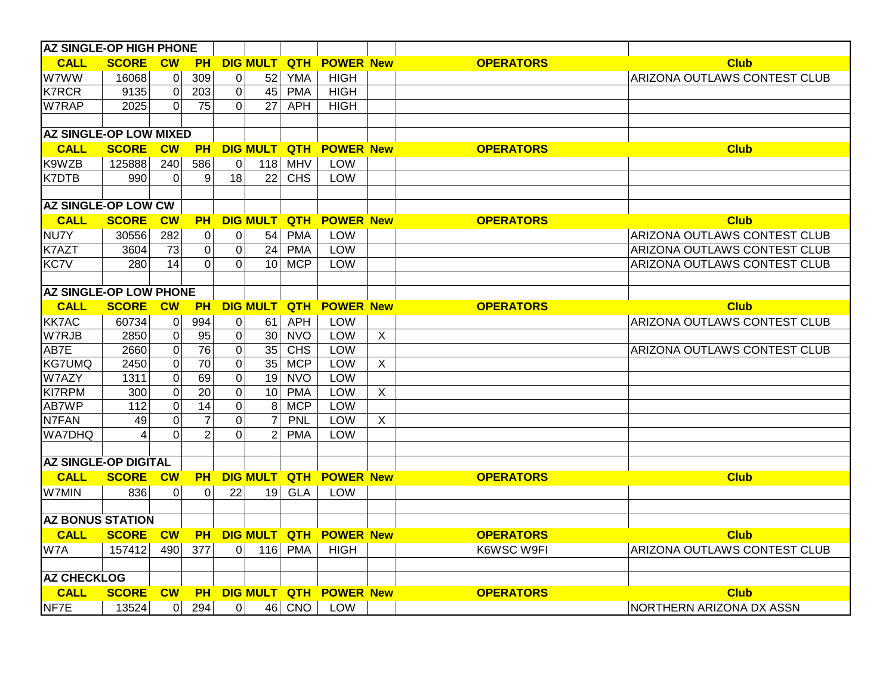| AZ SINGLE-OP HIGH PHONE | | | | | | | | | | |
|---|---|---|---|---|---|---|---|---|---|---|
| **CALL** | **SCORE** | **CW** | **PH** | **DIG** | **MULT** | **QTH** | **POWER** | **New** | **OPERATORS** | **Club** |
| W7WW | 16068 | 0 | 309 | 0 | 52 | YMA | HIGH | | | ARIZONA OUTLAWS CONTEST CLUB |
| K7RCR | 9135 | 0 | 203 | 0 | 45 | PMA | HIGH | | | |
| W7RAP | 2025 | 0 | 75 | 0 | 27 | APH | HIGH | | | |
| | | | | | | | | | | |
| **AZ SINGLE-OP LOW MIXED** | | | | | | | | | | |
| **CALL** | **SCORE** | **CW** | **PH** | **DIG** | **MULT** | **QTH** | **POWER** | **New** | **OPERATORS** | **Club** |
| K9WZB | 125888 | 240 | 586 | 0 | 118 | MHV | LOW | | | |
| K7DTB | 990 | 0 | 9 | 18 | 22 | CHS | LOW | | | |
| | | | | | | | | | | |
| **AZ SINGLE-OP LOW CW** | | | | | | | | | | |
| **CALL** | **SCORE** | **CW** | **PH** | **DIG** | **MULT** | **QTH** | **POWER** | **New** | **OPERATORS** | **Club** |
| NU7Y | 30556 | 282 | 0 | 0 | 54 | PMA | LOW | | | ARIZONA OUTLAWS CONTEST CLUB |
| K7AZT | 3604 | 73 | 0 | 0 | 24 | PMA | LOW | | | ARIZONA OUTLAWS CONTEST CLUB |
| KC7V | 280 | 14 | 0 | 0 | 10 | MCP | LOW | | | ARIZONA OUTLAWS CONTEST CLUB |
| | | | | | | | | | | |
| **AZ SINGLE-OP LOW PHONE** | | | | | | | | | | |
| **CALL** | **SCORE** | **CW** | **PH** | **DIG** | **MULT** | **QTH** | **POWER** | **New** | **OPERATORS** | **Club** |
| KK7AC | 60734 | 0 | 994 | 0 | 61 | APH | LOW | | | ARIZONA OUTLAWS CONTEST CLUB |
| W7RJB | 2850 | 0 | 95 | 0 | 30 | NVO | LOW | X | | |
| AB7E | 2660 | 0 | 76 | 0 | 35 | CHS | LOW | | | ARIZONA OUTLAWS CONTEST CLUB |
| KG7UMQ | 2450 | 0 | 70 | 0 | 35 | MCP | LOW | X | | |
| W7AZY | 1311 | 0 | 69 | 0 | 19 | NVO | LOW | | | |
| KI7RPM | 300 | 0 | 20 | 0 | 10 | PMA | LOW | X | | |
| AB7WP | 112 | 0 | 14 | 0 | 8 | MCP | LOW | | | |
| N7FAN | 49 | 0 | 7 | 0 | 7 | PNL | LOW | X | | |
| WA7DHQ | 4 | 0 | 2 | 0 | 2 | PMA | LOW | | | |
| | | | | | | | | | | |
| **AZ SINGLE-OP DIGITAL** | | | | | | | | | | |
| **CALL** | **SCORE** | **CW** | **PH** | **DIG** | **MULT** | **QTH** | **POWER** | **New** | **OPERATORS** | **Club** |
| W7MIN | 836 | 0 | 0 | 22 | 19 | GLA | LOW | | | |
| | | | | | | | | | | |
| **AZ BONUS STATION** | | | | | | | | | | |
| **CALL** | **SCORE** | **CW** | **PH** | **DIG** | **MULT** | **QTH** | **POWER** | **New** | **OPERATORS** | **Club** |
| W7A | 157412 | 490 | 377 | 0 | 116 | PMA | HIGH | | K6WSC W9FI | ARIZONA OUTLAWS CONTEST CLUB |
| | | | | | | | | | | |
| **AZ CHECKLOG** | | | | | | | | | | |
| **CALL** | **SCORE** | **CW** | **PH** | **DIG** | **MULT** | **QTH** | **POWER** | **New** | **OPERATORS** | **Club** |
| NF7E | 13524 | 0 | 294 | 0 | 46 | CNO | LOW | | | NORTHERN ARIZONA DX ASSN |